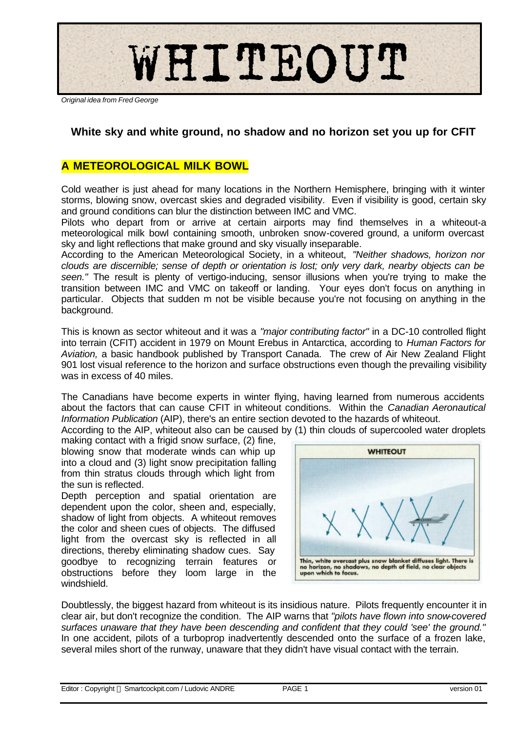# WHITEOUT

*Original idea from Fred George*

**White sky and white ground, no shadow and no horizon set you up for CFIT**

## A METEOROLOGICAL MILK BOWL

Cold weather is just ahead for many locations in the Northern Hemisphere, bringing with it winter storms, blowing snow, overcast skies and degraded visibility. Even if visibility is good, certain sky and ground conditions can blur the distinction between IMC and VMC.

Pilots who depart from or arrive at certain airports may find themselves in a whiteout-a meteorological milk bowl containing smooth, unbroken snow-covered ground, a uniform overcast sky and light reflections that make ground and sky visually inseparable.

According to the American Meteorological Society, in a whiteout, *"Neither shadows, horizon nor clouds are discernible; sense of depth or orientation is lost; only very dark, nearby objects can be seen."* The result is plenty of vertigo-inducing, sensor illusions when you're trying to make the transition between IMC and VMC on takeoff or landing. Your eyes don't focus on anything in particular. Objects that sudden m not be visible because you're not focusing on anything in the background.

This is known as sector whiteout and it was a *"major contributing factor"* in a DC-10 controlled flight into terrain (CFIT) accident in 1979 on Mount Erebus in Antarctica, according to *Human Factors for Aviation,* a basic handbook published by Transport Canada. The crew of Air New Zealand Flight 901 lost visual reference to the horizon and surface obstructions even though the prevailing visibility was in excess of 40 miles.

The Canadians have become experts in winter flying, having learned from numerous accidents about the factors that can cause CFIT in whiteout conditions. Within the *Canadian Aeronautical Information Publication* (AIP), there's an entire section devoted to the hazards of whiteout.

According to the AIP, whiteout also can be caused by (1) thin clouds of supercooled water droplets making contact with a frigid snow surface, (2) fine, blowing snow that moderate winds can whip up into a cloud and (3) light snow precipitation falling from thin stratus clouds through which light from the sun is reflected.

Depth perception and spatial orientation are dependent upon the color, sheen and, especially, shadow of light from objects. A whiteout removes the color and sheen cues of objects. The diffused light from the overcast sky is reflected in all directions, thereby eliminating shadow cues. Say goodbye to recognizing terrain features or obstructions before they loom large in the windshield.

Thin, white overcast plus snow blanket diffuses light. There is no horizon, no shadows, no depth of field, no clear objects upon which to focus.

Doubtlessly, the biggest hazard from whiteout is its insidious nature. Pilots frequently encounter it in clear air, but don't recognize the condition. The AIP warns that *"pilots have flown into snow-covered surfaces unaware that they have been descending and confident that they could 'see' the ground."* In one accident, pilots of a turboprop inadvertently descended onto the surface of a frozen lake, several miles short of the runway, unaware that they didn't have visual contact with the terrain.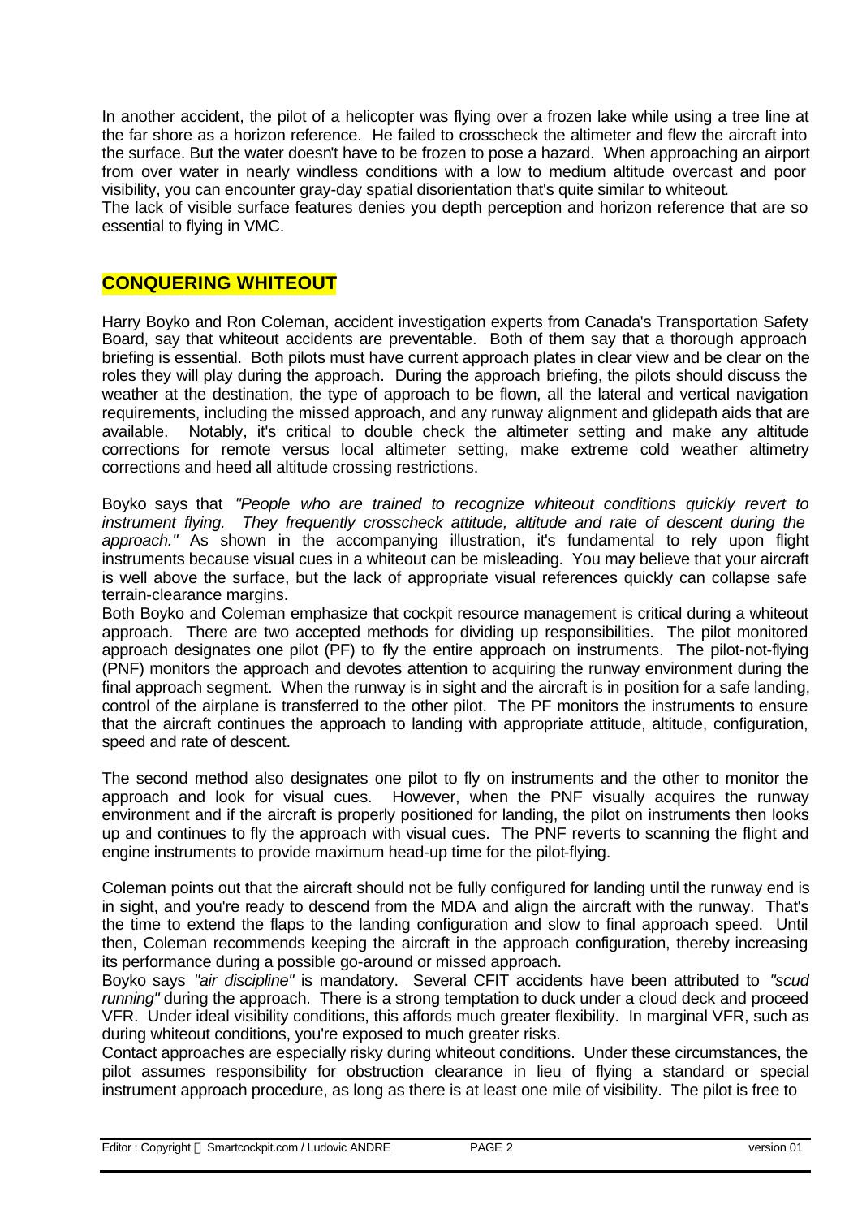In another accident, the pilot of a helicopter was flying over a frozen lake while using a tree line at the far shore as a horizon reference. He failed to crosscheck the altimeter and flew the aircraft into the surface. But the water doesn't have to be frozen to pose a hazard. When approaching an airport from over water in nearly windless conditions with a low to medium altitude overcast and poor visibility, you can encounter gray-day spatial disorientation that's quite similar to whiteout.
The lack of visible surface features denies you depth perception and horizon reference that are so essential to flying in VMC.

## CONQUERING WHITEOUT

Harry Boyko and Ron Coleman, accident investigation experts from Canada's Transportation Safety Board, say that whiteout accidents are preventable. Both of them say that a thorough approach briefing is essential. Both pilots must have current approach plates in clear view and be clear on the roles they will play during the approach. During the approach briefing, the pilots should discuss the weather at the destination, the type of approach to be flown, all the lateral and vertical navigation requirements, including the missed approach, and any runway alignment and glidepath aids that are available. Notably, it's critical to double check the altimeter setting and make any altitude corrections for remote versus local altimeter setting, make extreme cold weather altimetry corrections and heed all altitude crossing restrictions.

Boyko says that *"People who are trained to recognize whiteout conditions quickly revert to instrument flying. They frequently crosscheck attitude, altitude and rate of descent during the approach."* As shown in the accompanying illustration, it's fundamental to rely upon flight instruments because visual cues in a whiteout can be misleading. You may believe that your aircraft is well above the surface, but the lack of appropriate visual references quickly can collapse safe terrain-clearance margins.
Both Boyko and Coleman emphasize that cockpit resource management is critical during a whiteout approach. There are two accepted methods for dividing up responsibilities. The pilot monitored approach designates one pilot (PF) to fly the entire approach on instruments. The pilot-not-flying (PNF) monitors the approach and devotes attention to acquiring the runway environment during the final approach segment. When the runway is in sight and the aircraft is in position for a safe landing, control of the airplane is transferred to the other pilot. The PF monitors the instruments to ensure that the aircraft continues the approach to landing with appropriate attitude, altitude, configuration, speed and rate of descent.

The second method also designates one pilot to fly on instruments and the other to monitor the approach and look for visual cues. However, when the PNF visually acquires the runway environment and if the aircraft is properly positioned for landing, the pilot on instruments then looks up and continues to fly the approach with visual cues. The PNF reverts to scanning the flight and engine instruments to provide maximum head-up time for the pilot-flying.

Coleman points out that the aircraft should not be fully configured for landing until the runway end is in sight, and you're ready to descend from the MDA and align the aircraft with the runway. That's the time to extend the flaps to the landing configuration and slow to final approach speed. Until then, Coleman recommends keeping the aircraft in the approach configuration, thereby increasing its performance during a possible go-around or missed approach.
Boyko says *"air discipline"* is mandatory. Several CFIT accidents have been attributed to *"scud running"* during the approach. There is a strong temptation to duck under a cloud deck and proceed VFR. Under ideal visibility conditions, this affords much greater flexibility. In marginal VFR, such as during whiteout conditions, you're exposed to much greater risks.
Contact approaches are especially risky during whiteout conditions. Under these circumstances, the pilot assumes responsibility for obstruction clearance in lieu of flying a standard or special instrument approach procedure, as long as there is at least one mile of visibility. The pilot is free to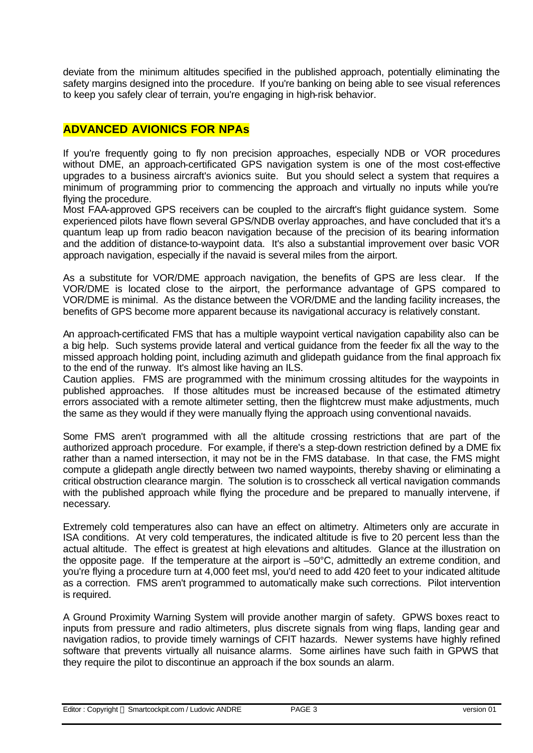deviate from the minimum altitudes specified in the published approach, potentially eliminating the safety margins designed into the procedure. If you're banking on being able to see visual references to keep you safely clear of terrain, you're engaging in high-risk behavior.

## ADVANCED AVIONICS FOR NPAs

If you're frequently going to fly non precision approaches, especially NDB or VOR procedures without DME, an approach-certificated GPS navigation system is one of the most cost-effective upgrades to a business aircraft's avionics suite. But you should select a system that requires a minimum of programming prior to commencing the approach and virtually no inputs while you're flying the procedure.

Most FAA-approved GPS receivers can be coupled to the aircraft's flight guidance system. Some experienced pilots have flown several GPS/NDB overlay approaches, and have concluded that it's a quantum leap up from radio beacon navigation because of the precision of its bearing information and the addition of distance-to-waypoint data. It's also a substantial improvement over basic VOR approach navigation, especially if the navaid is several miles from the airport.

As a substitute for VOR/DME approach navigation, the benefits of GPS are less clear. If the VOR/DME is located close to the airport, the performance advantage of GPS compared to VOR/DME is minimal. As the distance between the VOR/DME and the landing facility increases, the benefits of GPS become more apparent because its navigational accuracy is relatively constant.

An approach-certificated FMS that has a multiple waypoint vertical navigation capability also can be a big help. Such systems provide lateral and vertical guidance from the feeder fix all the way to the missed approach holding point, including azimuth and glidepath guidance from the final approach fix to the end of the runway. It's almost like having an ILS.

Caution applies. FMS are programmed with the minimum crossing altitudes for the waypoints in published approaches. If those altitudes must be increased because of the estimated altimetry errors associated with a remote altimeter setting, then the flightcrew must make adjustments, much the same as they would if they were manually flying the approach using conventional navaids.

Some FMS aren't programmed with all the altitude crossing restrictions that are part of the authorized approach procedure. For example, if there's a step-down restriction defined by a DME fix rather than a named intersection, it may not be in the FMS database. In that case, the FMS might compute a glidepath angle directly between two named waypoints, thereby shaving or eliminating a critical obstruction clearance margin. The solution is to crosscheck all vertical navigation commands with the published approach while flying the procedure and be prepared to manually intervene, if necessary.

Extremely cold temperatures also can have an effect on altimetry. Altimeters only are accurate in ISA conditions. At very cold temperatures, the indicated altitude is five to 20 percent less than the actual altitude. The effect is greatest at high elevations and altitudes. Glance at the illustration on the opposite page. If the temperature at the airport is –50°C, admittedly an extreme condition, and you're flying a procedure turn at 4,000 feet msl, you'd need to add 420 feet to your indicated altitude as a correction. FMS aren't programmed to automatically make such corrections. Pilot intervention is required.

A Ground Proximity Warning System will provide another margin of safety. GPWS boxes react to inputs from pressure and radio altimeters, plus discrete signals from wing flaps, landing gear and navigation radios, to provide timely warnings of CFIT hazards. Newer systems have highly refined software that prevents virtually all nuisance alarms. Some airlines have such faith in GPWS that they require the pilot to discontinue an approach if the box sounds an alarm.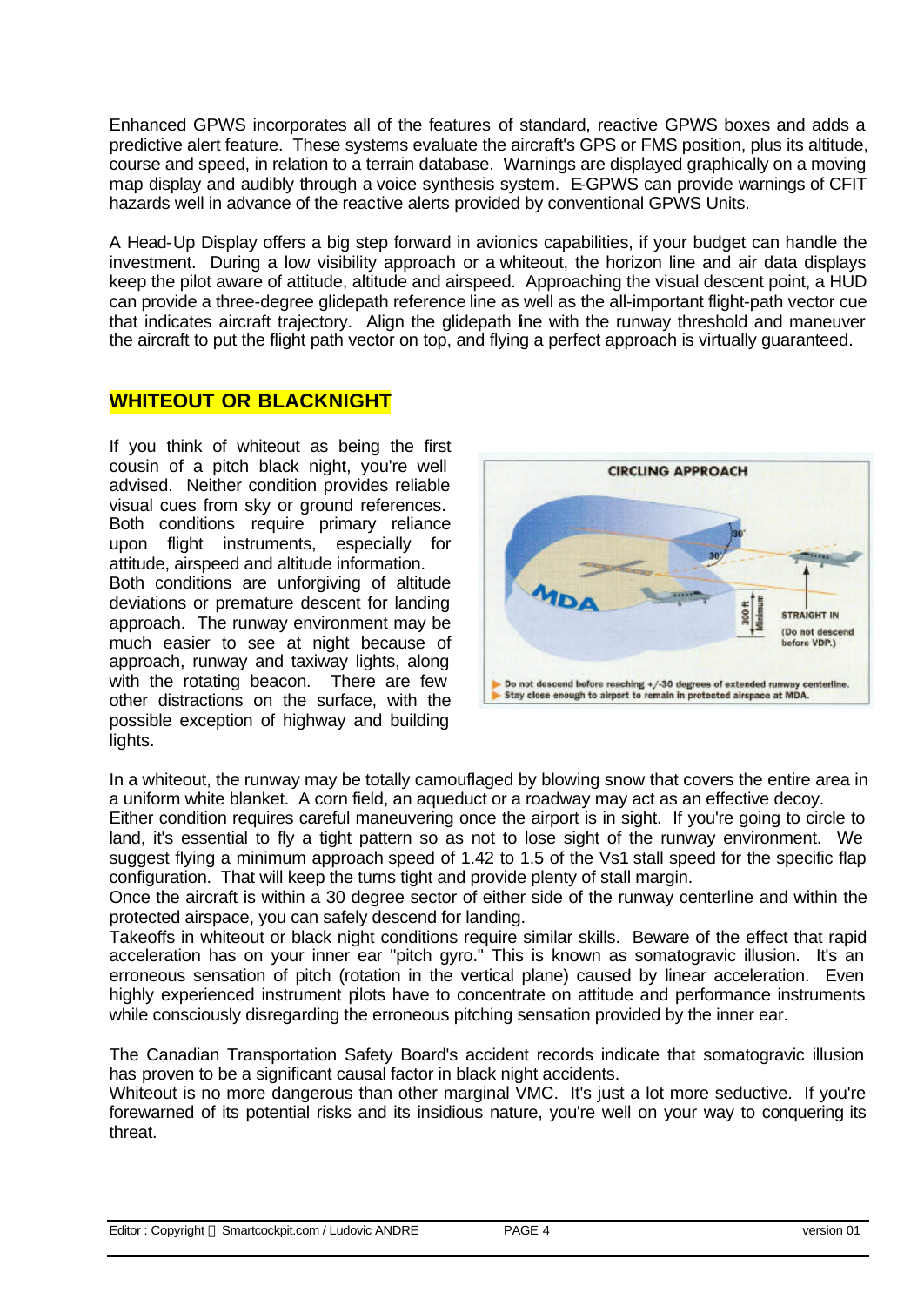Enhanced GPWS incorporates all of the features of standard, reactive GPWS boxes and adds a predictive alert feature. These systems evaluate the aircraft's GPS or FMS position, plus its altitude, course and speed, in relation to a terrain database. Warnings are displayed graphically on a moving map display and audibly through a voice synthesis system. E-GPWS can provide warnings of CFIT hazards well in advance of the reactive alerts provided by conventional GPWS Units.

A Head-Up Display offers a big step forward in avionics capabilities, if your budget can handle the investment. During a low visibility approach or a whiteout, the horizon line and air data displays keep the pilot aware of attitude, altitude and airspeed. Approaching the visual descent point, a HUD can provide a three-degree glidepath reference line as well as the all-important flight-path vector cue that indicates aircraft trajectory. Align the glidepath line with the runway threshold and maneuver the aircraft to put the flight path vector on top, and flying a perfect approach is virtually guaranteed.

## WHITEOUT OR BLACKNIGHT

If you think of whiteout as being the first cousin of a pitch black night, you're well advised. Neither condition provides reliable visual cues from sky or ground references. Both conditions require primary reliance upon flight instruments, especially for attitude, airspeed and altitude information.
Both conditions are unforgiving of altitude deviations or premature descent for landing approach. The runway environment may be much easier to see at night because of approach, runway and taxiway lights, along with the rotating beacon. There are few other distractions on the surface, with the possible exception of highway and building lights.

CIRCLING APPROACH

30°

30°

MDA

300 ft Minimum

STRAIGHT IN
(Do not descend before VDP.)

Do not descend before reaching +/-30 degrees of extended runway centerline.
Stay close enough to airport to remain in protected airspace at MDA.

In a whiteout, the runway may be totally camouflaged by blowing snow that covers the entire area in a uniform white blanket. A corn field, an aqueduct or a roadway may act as an effective decoy.
Either condition requires careful maneuvering once the airport is in sight. If you're going to circle to land, it's essential to fly a tight pattern so as not to lose sight of the runway environment. We suggest flying a minimum approach speed of 1.42 to 1.5 of the Vs1 stall speed for the specific flap configuration. That will keep the turns tight and provide plenty of stall margin.
Once the aircraft is within a 30 degree sector of either side of the runway centerline and within the protected airspace, you can safely descend for landing.
Takeoffs in whiteout or black night conditions require similar skills. Beware of the effect that rapid acceleration has on your inner ear "pitch gyro." This is known as somatogravic illusion. It's an erroneous sensation of pitch (rotation in the vertical plane) caused by linear acceleration. Even highly experienced instrument pilots have to concentrate on attitude and performance instruments while consciously disregarding the erroneous pitching sensation provided by the inner ear.

The Canadian Transportation Safety Board's accident records indicate that somatogravic illusion has proven to be a significant causal factor in black night accidents.
Whiteout is no more dangerous than other marginal VMC. It's just a lot more seductive. If you're forewarned of its potential risks and its insidious nature, you're well on your way to conquering its threat.